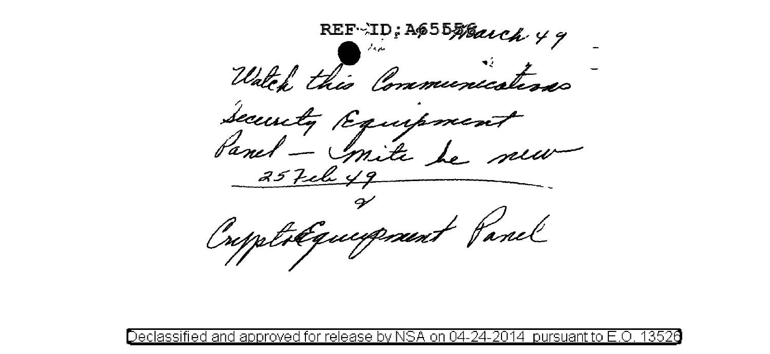REF ID:A65556

4 March 49

Watch this Communications Security Equipment Panel — mite be new

25 Feb 49

&

Crypto Equipment Panel

Declassified and approved for release by NSA on 04-24-2014 pursuant to E.O. 13526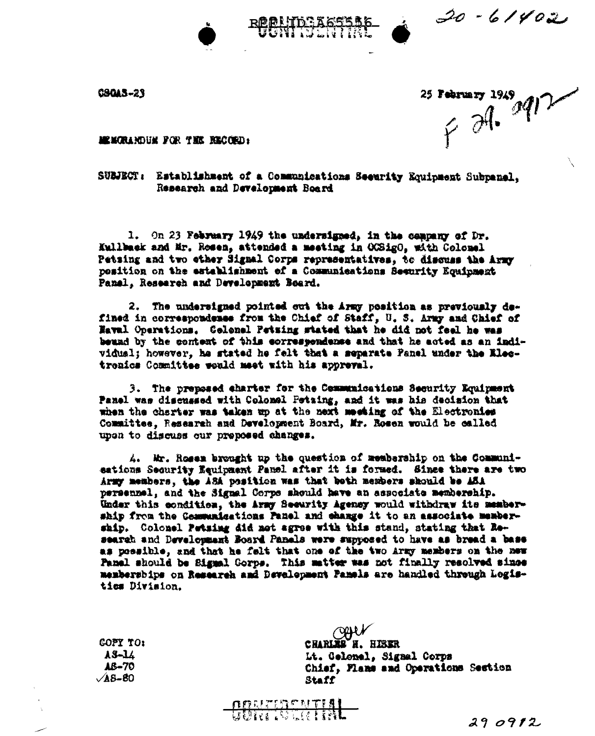REF ID:A65536

CONFIDENTIAL

20-61402

CSGAS-23

25 February 1949

F 29. 0912

MEMORANDUM FOR THE RECORD:

SUBJECT: Establishment of a Communications Security Equipment Subpanel, Research and Development Board

1. On 23 February 1949 the undersigned, in the company of Dr. Kullback and Mr. Rosen, attended a meeting in OCSigO, with Colonel Petzing and two other Signal Corps representatives, to discuss the Army position on the establishment of a Communications Security Equipment Panel, Research and Development Board.

2. The undersigned pointed out the Army position as previously defined in correspondence from the Chief of Staff, U. S. Army and Chief of Naval Operations. Colonel Petzing stated that he did not feel he was bound by the content of this correspondence and that he acted as an individual; however, he stated he felt that a separate Panel under the Electronics Committee would meet with his approval.

3. The proposed charter for the Communications Security Equipment Panel was discussed with Colonel Petzing, and it was his decision that when the charter was taken up at the next meeting of the Electronics Committee, Research and Development Board, Mr. Rosen would be called upon to discuss our proposed changes.

4. Mr. Rosen brought up the question of membership on the Communications Security Equipment Panel after it is formed. Since there are two Army members, the ASA position was that both members should be ASA personnel, and the Signal Corps should have an associate membership. Under this condition, the Army Security Agency would withdraw its membership from the Communications Panel and change it to an associate membership. Colonel Petzing did not agree with this stand, stating that Research and Development Board Panels were supposed to have as broad a base as possible, and that he felt that one of the two Army members on the new Panel should be Signal Corps. This matter was not finally resolved since memberships on Research and Development Panels are handled through Logistics Division.

COPY TO:
AS-14
AS-70
✓AS-80

CHARLES H. HISER
Lt. Colonel, Signal Corps
Chief, Plans and Operations Section
Staff

CONFIDENTIAL

29 0912